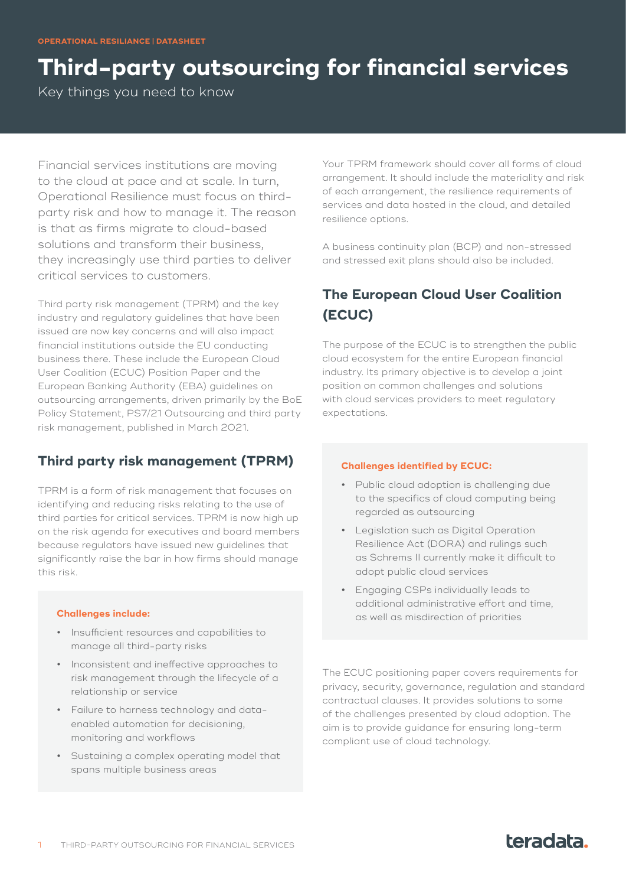OPERATIONAL RESILIANCE | DATASHEET

# Third-party outsourcing for financial services

Key things you need to know

Financial services institutions are moving to the cloud at pace and at scale. In turn, Operational Resilience must focus on third-party risk and how to manage it. The reason is that as firms migrate to cloud-based solutions and transform their business, they increasingly use third parties to deliver critical services to customers.

Third party risk management (TPRM) and the key industry and regulatory guidelines that have been issued are now key concerns and will also impact financial institutions outside the EU conducting business there. These include the European Cloud User Coalition (ECUC) Position Paper and the European Banking Authority (EBA) guidelines on outsourcing arrangements, driven primarily by the BoE Policy Statement, PS7/21 Outsourcing and third party risk management, published in March 2021.

## Third party risk management (TPRM)

TPRM is a form of risk management that focuses on identifying and reducing risks relating to the use of third parties for critical services. TPRM is now high up on the risk agenda for executives and board members because regulators have issued new guidelines that significantly raise the bar in how firms should manage this risk.

**Challenges include:**

- Insufficient resources and capabilities to manage all third-party risks
- Inconsistent and ineffective approaches to risk management through the lifecycle of a relationship or service
- Failure to harness technology and data-enabled automation for decisioning, monitoring and workflows
- Sustaining a complex operating model that spans multiple business areas

Your TPRM framework should cover all forms of cloud arrangement. It should include the materiality and risk of each arrangement, the resilience requirements of services and data hosted in the cloud, and detailed resilience options.

A business continuity plan (BCP) and non-stressed and stressed exit plans should also be included.

## The European Cloud User Coalition (ECUC)

The purpose of the ECUC is to strengthen the public cloud ecosystem for the entire European financial industry. Its primary objective is to develop a joint position on common challenges and solutions with cloud services providers to meet regulatory expectations.

**Challenges identified by ECUC:**

- Public cloud adoption is challenging due to the specifics of cloud computing being regarded as outsourcing
- Legislation such as Digital Operation Resilience Act (DORA) and rulings such as Schrems II currently make it difficult to adopt public cloud services
- Engaging CSPs individually leads to additional administrative effort and time, as well as misdirection of priorities

The ECUC positioning paper covers requirements for privacy, security, governance, regulation and standard contractual clauses. It provides solutions to some of the challenges presented by cloud adoption. The aim is to provide guidance for ensuring long-term compliant use of cloud technology.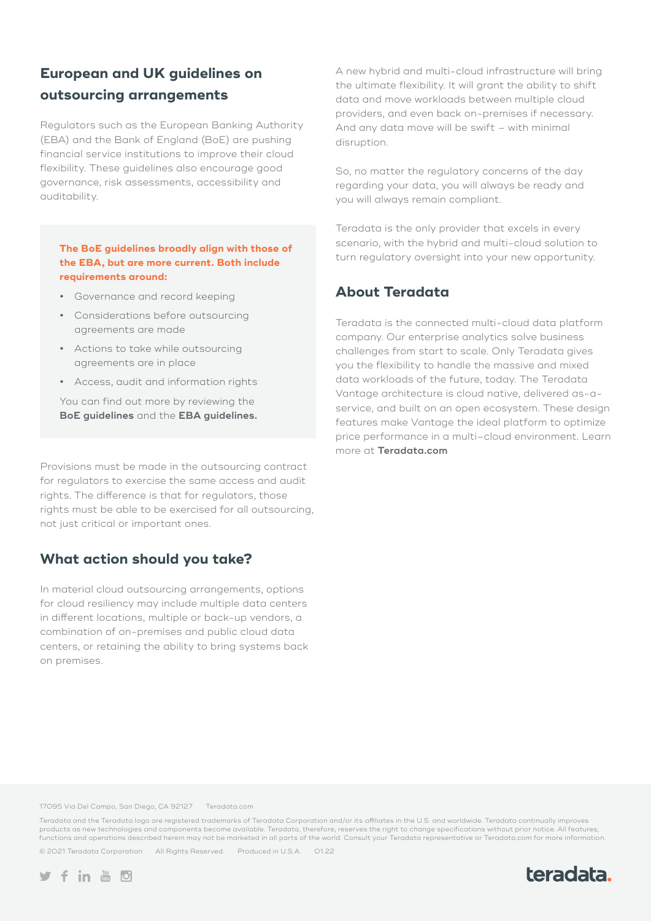## European and UK guidelines on outsourcing arrangements

Regulators such as the European Banking Authority (EBA) and the Bank of England (BoE) are pushing financial service institutions to improve their cloud flexibility. These guidelines also encourage good governance, risk assessments, accessibility and auditability.

**The BoE guidelines broadly align with those of the EBA, but are more current. Both include requirements around:**

- Governance and record keeping
- Considerations before outsourcing agreements are made
- Actions to take while outsourcing agreements are in place
- Access, audit and information rights

You can find out more by reviewing the **BoE guidelines** and the **EBA guidelines.**

Provisions must be made in the outsourcing contract for regulators to exercise the same access and audit rights. The difference is that for regulators, those rights must be able to be exercised for all outsourcing, not just critical or important ones.

## What action should you take?

In material cloud outsourcing arrangements, options for cloud resiliency may include multiple data centers in different locations, multiple or back-up vendors, a combination of on-premises and public cloud data centers, or retaining the ability to bring systems back on premises.

A new hybrid and multi-cloud infrastructure will bring the ultimate flexibility. It will grant the ability to shift data and move workloads between multiple cloud providers, and even back on-premises if necessary. And any data move will be swift – with minimal disruption.

So, no matter the regulatory concerns of the day regarding your data, you will always be ready and you will always remain compliant.

Teradata is the only provider that excels in every scenario, with the hybrid and multi-cloud solution to turn regulatory oversight into your new opportunity.

## About Teradata

Teradata is the connected multi-cloud data platform company. Our enterprise analytics solve business challenges from start to scale. Only Teradata gives you the flexibility to handle the massive and mixed data workloads of the future, today. The Teradata Vantage architecture is cloud native, delivered as-a-service, and built on an open ecosystem. These design features make Vantage the ideal platform to optimize price performance in a multi-cloud environment. Learn more at **Teradata.com**

17095 Via Del Campo, San Diego, CA 92127 Teradata.com

Teradata and the Teradata logo are registered trademarks of Teradata Corporation and/or its affiliates in the U.S. and worldwide. Teradata continually improves products as new technologies and components become available. Teradata, therefore, reserves the right to change specifications without prior notice. All features, functions and operations described herein may not be marketed in all parts of the world. Consult your Teradata representative or Teradata.com for more information.

© 2021 Teradata Corporation All Rights Reserved. Produced in U.S.A. 01.22